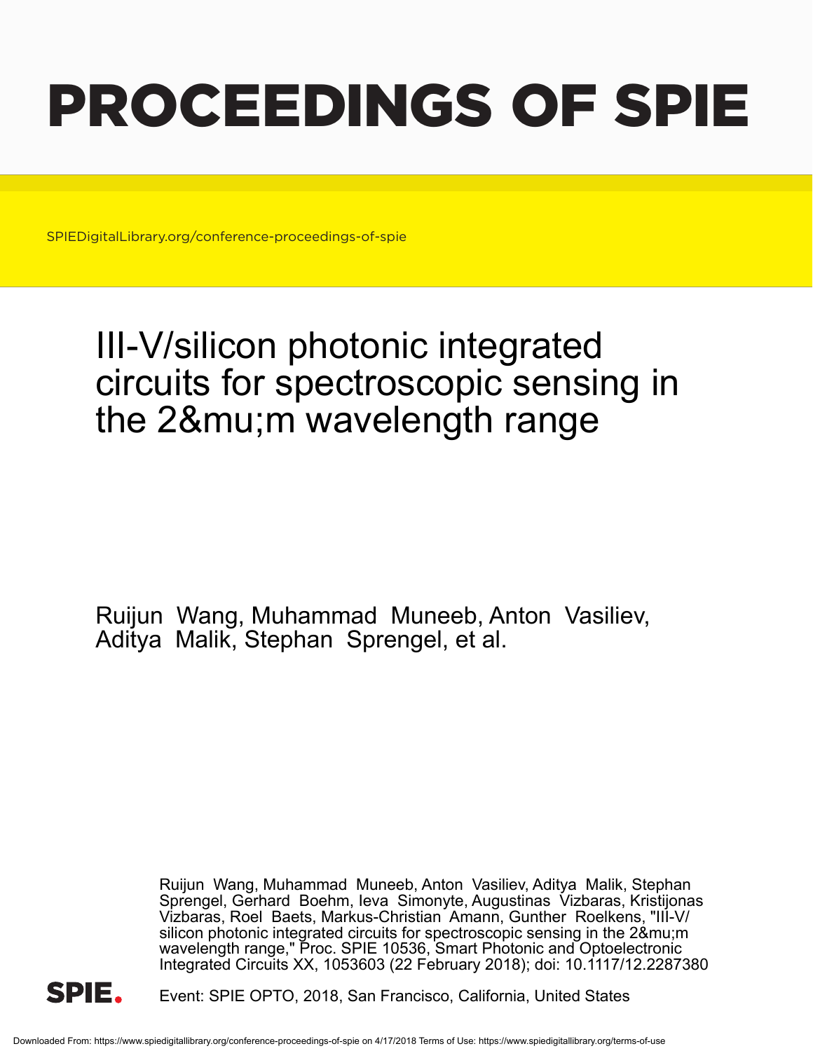# PROCEEDINGS OF SPIE

SPIEDigitalLibrary.org/conference-proceedings-of-spie

## III-V/silicon photonic integrated circuits for spectroscopic sensing in the 2&mu;m wavelength range

Ruijun Wang, Muhammad Muneeb, Anton Vasiliev, Aditya Malik, Stephan Sprengel, et al.

Ruijun Wang, Muhammad Muneeb, Anton Vasiliev, Aditya Malik, Stephan Sprengel, Gerhard Boehm, Ieva Simonyte, Augustinas Vizbaras, Kristijonas Vizbaras, Roel Baets, Markus-Christian Amann, Gunther Roelkens, "III-V/silicon photonic integrated circuits for spectroscopic sensing in the 2&mu;m wavelength range," Proc. SPIE 10536, Smart Photonic and Optoelectronic Integrated Circuits XX, 1053603 (22 February 2018); doi: 10.1117/12.2287380

Event: SPIE OPTO, 2018, San Francisco, California, United States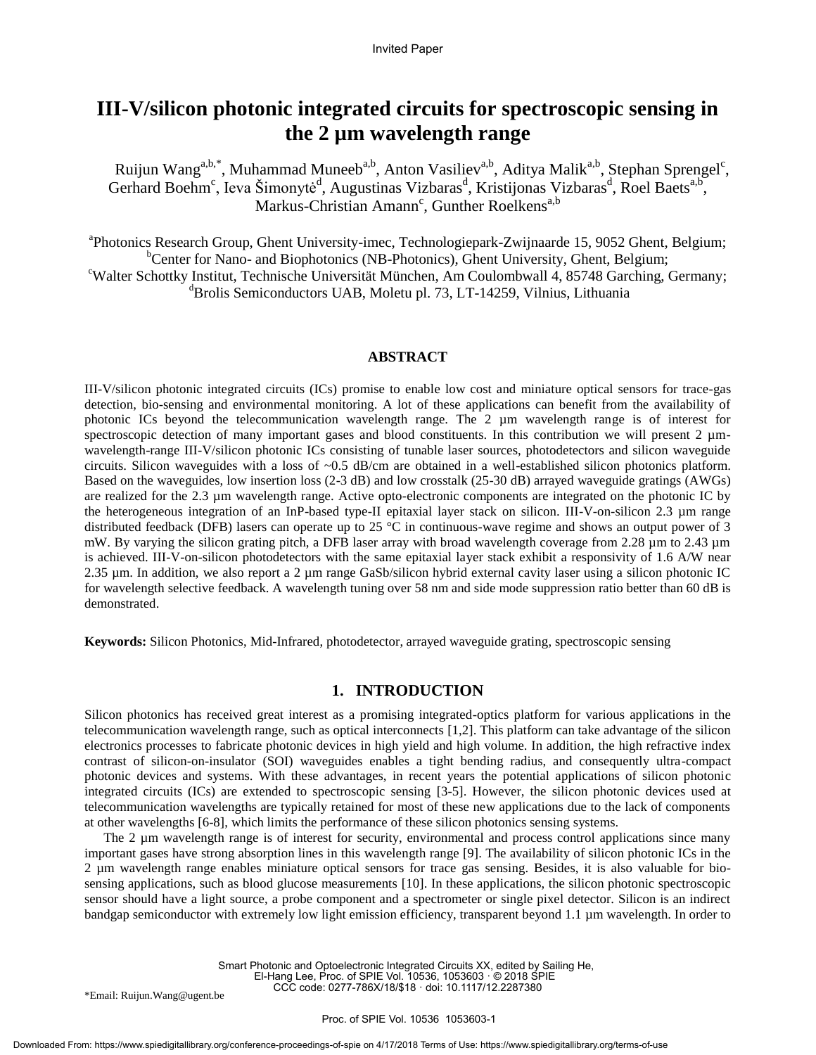Invited Paper

# III-V/silicon photonic integrated circuits for spectroscopic sensing in the 2 µm wavelength range

Ruijun Wang[a,b,*], Muhammad Muneeb[a,b], Anton Vasiliev[a,b], Aditya Malik[a,b], Stephan Sprengel[c], Gerhard Boehm[c], Ieva Šimonytė[d], Augustinas Vizbaras[d], Kristijonas Vizbaras[d], Roel Baets[a,b], Markus-Christian Amann[c], Gunther Roelkens[a,b]

[a]Photonics Research Group, Ghent University-imec, Technologiepark-Zwijnaarde 15, 9052 Ghent, Belgium;
[b]Center for Nano- and Biophotonics (NB-Photonics), Ghent University, Ghent, Belgium;
[c]Walter Schottky Institut, Technische Universität München, Am Coulombwall 4, 85748 Garching, Germany;
[d]Brolis Semiconductors UAB, Moletu pl. 73, LT-14259, Vilnius, Lithuania

## ABSTRACT

III-V/silicon photonic integrated circuits (ICs) promise to enable low cost and miniature optical sensors for trace-gas detection, bio-sensing and environmental monitoring. A lot of these applications can benefit from the availability of photonic ICs beyond the telecommunication wavelength range. The 2 µm wavelength range is of interest for spectroscopic detection of many important gases and blood constituents. In this contribution we will present 2 µm-wavelength-range III-V/silicon photonic ICs consisting of tunable laser sources, photodetectors and silicon waveguide circuits. Silicon waveguides with a loss of ~0.5 dB/cm are obtained in a well-established silicon photonics platform. Based on the waveguides, low insertion loss (2-3 dB) and low crosstalk (25-30 dB) arrayed waveguide gratings (AWGs) are realized for the 2.3 µm wavelength range. Active opto-electronic components are integrated on the photonic IC by the heterogeneous integration of an InP-based type-II epitaxial layer stack on silicon. III-V-on-silicon 2.3 µm range distributed feedback (DFB) lasers can operate up to 25 °C in continuous-wave regime and shows an output power of 3 mW. By varying the silicon grating pitch, a DFB laser array with broad wavelength coverage from 2.28 µm to 2.43 µm is achieved. III-V-on-silicon photodetectors with the same epitaxial layer stack exhibit a responsivity of 1.6 A/W near 2.35 µm. In addition, we also report a 2 µm range GaSb/silicon hybrid external cavity laser using a silicon photonic IC for wavelength selective feedback. A wavelength tuning over 58 nm and side mode suppression ratio better than 60 dB is demonstrated.

**Keywords:** Silicon Photonics, Mid-Infrared, photodetector, arrayed waveguide grating, spectroscopic sensing

## 1. INTRODUCTION

Silicon photonics has received great interest as a promising integrated-optics platform for various applications in the telecommunication wavelength range, such as optical interconnects [1,2]. This platform can take advantage of the silicon electronics processes to fabricate photonic devices in high yield and high volume. In addition, the high refractive index contrast of silicon-on-insulator (SOI) waveguides enables a tight bending radius, and consequently ultra-compact photonic devices and systems. With these advantages, in recent years the potential applications of silicon photonic integrated circuits (ICs) are extended to spectroscopic sensing [3-5]. However, the silicon photonic devices used at telecommunication wavelengths are typically retained for most of these new applications due to the lack of components at other wavelengths [6-8], which limits the performance of these silicon photonics sensing systems.

The 2 µm wavelength range is of interest for security, environmental and process control applications since many important gases have strong absorption lines in this wavelength range [9]. The availability of silicon photonic ICs in the 2 µm wavelength range enables miniature optical sensors for trace gas sensing. Besides, it is also valuable for bio-sensing applications, such as blood glucose measurements [10]. In these applications, the silicon photonic spectroscopic sensor should have a light source, a probe component and a spectrometer or single pixel detector. Silicon is an indirect bandgap semiconductor with extremely low light emission efficiency, transparent beyond 1.1 µm wavelength. In order to

*Email: Ruijun.Wang@ugent.be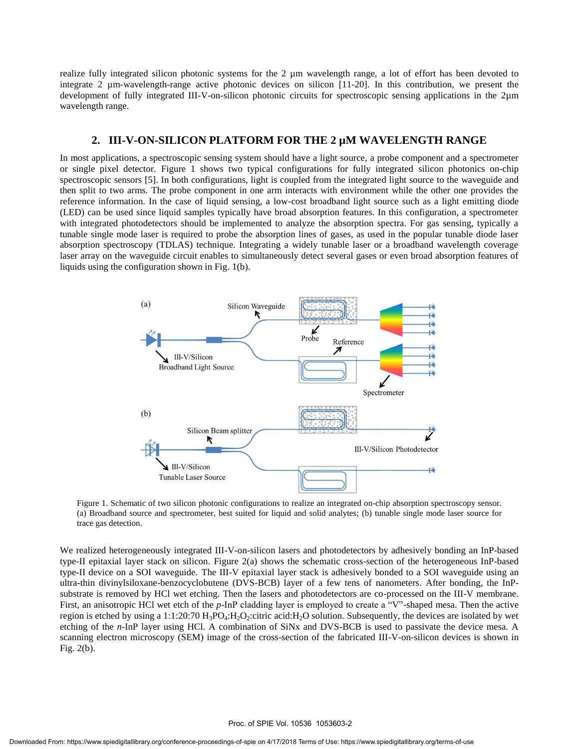realize fully integrated silicon photonic systems for the 2 µm wavelength range, a lot of effort has been devoted to integrate 2 µm-wavelength-range active photonic devices on silicon [11-20]. In this contribution, we present the development of fully integrated III-V-on-silicon photonic circuits for spectroscopic sensing applications in the 2µm wavelength range.

## 2. III-V-ON-SILICON PLATFORM FOR THE 2 µM WAVELENGTH RANGE

In most applications, a spectroscopic sensing system should have a light source, a probe component and a spectrometer or single pixel detector. Figure 1 shows two typical configurations for fully integrated silicon photonics on-chip spectroscopic sensors [5]. In both configurations, light is coupled from the integrated light source to the waveguide and then split to two arms. The probe component in one arm interacts with environment while the other one provides the reference information. In the case of liquid sensing, a low-cost broadband light source such as a light emitting diode (LED) can be used since liquid samples typically have broad absorption features. In this configuration, a spectrometer with integrated photodetectors should be implemented to analyze the absorption spectra. For gas sensing, typically a tunable single mode laser is required to probe the absorption lines of gases, as used in the popular tunable diode laser absorption spectroscopy (TDLAS) technique. Integrating a widely tunable laser or a broadband wavelength coverage laser array on the waveguide circuit enables to simultaneously detect several gases or even broad absorption features of liquids using the configuration shown in Fig. 1(b).

Figure 1. Schematic of two silicon photonic configurations to realize an integrated on-chip absorption spectroscopy sensor. (a) Broadband source and spectrometer, best suited for liquid and solid analytes; (b) tunable single mode laser source for trace gas detection.

We realized heterogeneously integrated III-V-on-silicon lasers and photodetectors by adhesively bonding an InP-based type-II epitaxial layer stack on silicon. Figure 2(a) shows the schematic cross-section of the heterogeneous InP-based type-II device on a SOI waveguide. The III-V epitaxial layer stack is adhesively bonded to a SOI waveguide using an ultra-thin divinylsiloxane-benzocyclobutene (DVS-BCB) layer of a few tens of nanometers. After bonding, the InP-substrate is removed by HCl wet etching. Then the lasers and photodetectors are co-processed on the III-V membrane. First, an anisotropic HCl wet etch of the *p*-InP cladding layer is employed to create a "V"-shaped mesa. Then the active region is etched by using a 1:1:20:70 $H_3PO_4$:$H_2O_2$:citric acid:$H_2O$ solution. Subsequently, the devices are isolated by wet etching of the *n*-InP layer using HCl. A combination of SiNx and DVS-BCB is used to passivate the device mesa. A scanning electron microscopy (SEM) image of the cross-section of the fabricated III-V-on-silicon devices is shown in Fig. 2(b).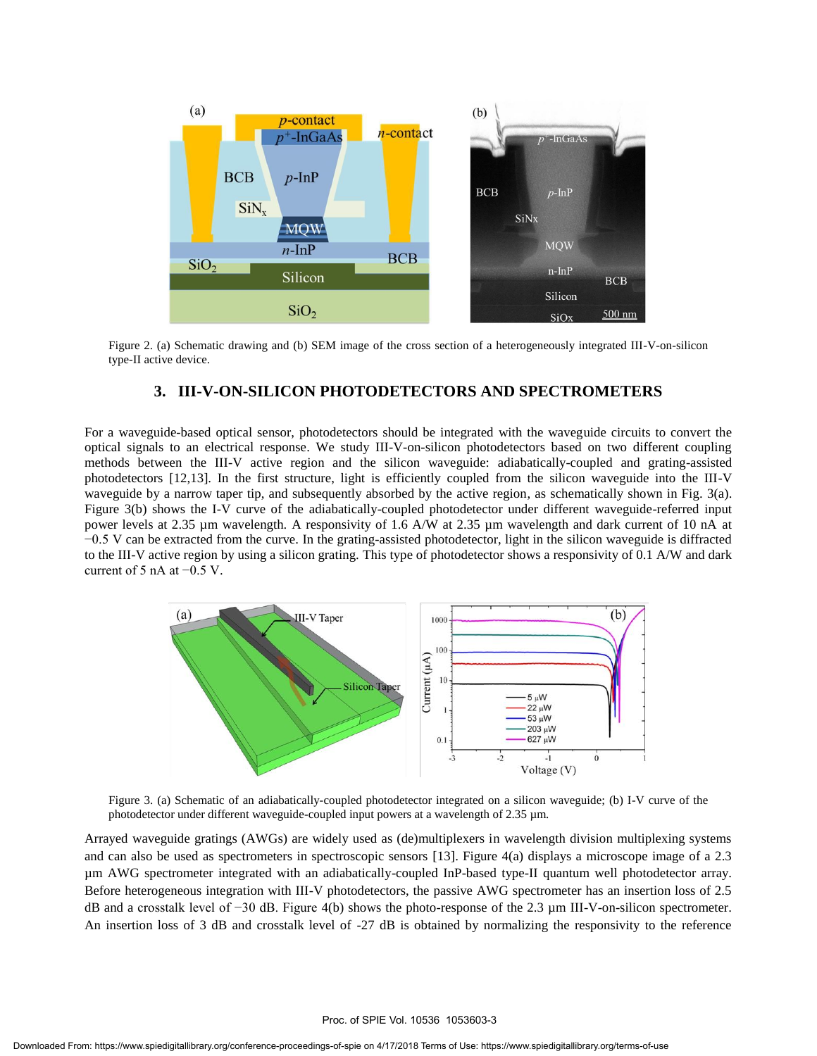Figure 2. (a) Schematic drawing and (b) SEM image of the cross section of a heterogeneously integrated III-V-on-silicon type-II active device.

## 3. III-V-ON-SILICON PHOTODETECTORS AND SPECTROMETERS

For a waveguide-based optical sensor, photodetectors should be integrated with the waveguide circuits to convert the optical signals to an electrical response. We study III-V-on-silicon photodetectors based on two different coupling methods between the III-V active region and the silicon waveguide: adiabatically-coupled and grating-assisted photodetectors [12,13]. In the first structure, light is efficiently coupled from the silicon waveguide into the III-V waveguide by a narrow taper tip, and subsequently absorbed by the active region, as schematically shown in Fig. 3(a). Figure 3(b) shows the I-V curve of the adiabatically-coupled photodetector under different waveguide-referred input power levels at 2.35 µm wavelength. A responsivity of 1.6 A/W at 2.35 µm wavelength and dark current of 10 nA at −0.5 V can be extracted from the curve. In the grating-assisted photodetector, light in the silicon waveguide is diffracted to the III-V active region by using a silicon grating. This type of photodetector shows a responsivity of 0.1 A/W and dark current of 5 nA at −0.5 V.

Figure 3. (a) Schematic of an adiabatically-coupled photodetector integrated on a silicon waveguide; (b) I-V curve of the photodetector under different waveguide-coupled input powers at a wavelength of 2.35 µm.

Arrayed waveguide gratings (AWGs) are widely used as (de)multiplexers in wavelength division multiplexing systems and can also be used as spectrometers in spectroscopic sensors [13]. Figure 4(a) displays a microscope image of a 2.3 µm AWG spectrometer integrated with an adiabatically-coupled InP-based type-II quantum well photodetector array. Before heterogeneous integration with III-V photodetectors, the passive AWG spectrometer has an insertion loss of 2.5 dB and a crosstalk level of −30 dB. Figure 4(b) shows the photo-response of the 2.3 µm III-V-on-silicon spectrometer. An insertion loss of 3 dB and crosstalk level of -27 dB is obtained by normalizing the responsivity to the reference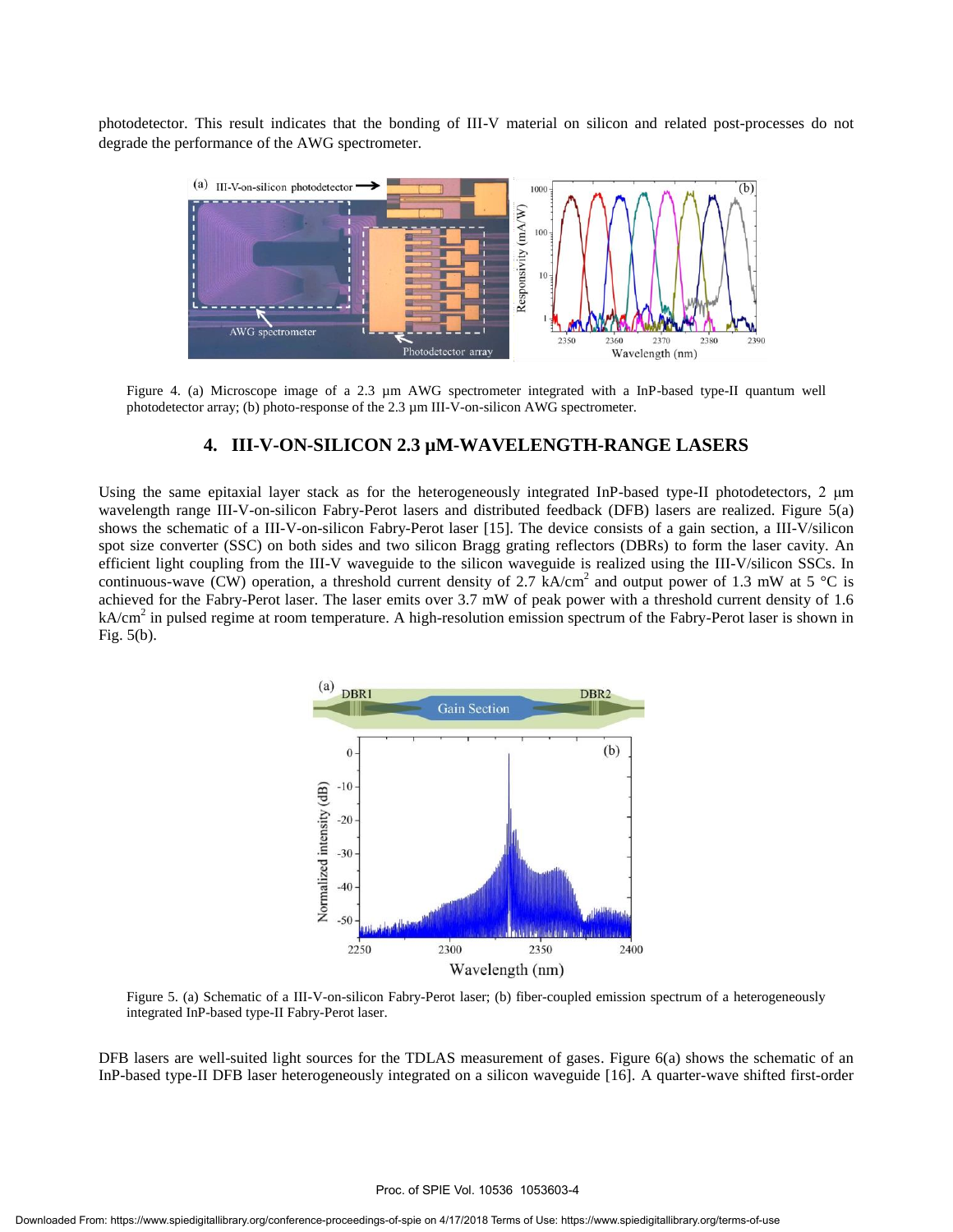photodetector. This result indicates that the bonding of III-V material on silicon and related post-processes do not degrade the performance of the AWG spectrometer.

Figure 4. (a) Microscope image of a 2.3 µm AWG spectrometer integrated with a InP-based type-II quantum well photodetector array; (b) photo-response of the 2.3 µm III-V-on-silicon AWG spectrometer.

## 4. III-V-ON-SILICON 2.3 µM-WAVELENGTH-RANGE LASERS

Using the same epitaxial layer stack as for the heterogeneously integrated InP-based type-II photodetectors, 2 µm wavelength range III-V-on-silicon Fabry-Perot lasers and distributed feedback (DFB) lasers are realized. Figure 5(a) shows the schematic of a III-V-on-silicon Fabry-Perot laser [15]. The device consists of a gain section, a III-V/silicon spot size converter (SSC) on both sides and two silicon Bragg grating reflectors (DBRs) to form the laser cavity. An efficient light coupling from the III-V waveguide to the silicon waveguide is realized using the III-V/silicon SSCs. In continuous-wave (CW) operation, a threshold current density of 2.7 kA/cm$^2$ and output power of 1.3 mW at 5 °C is achieved for the Fabry-Perot laser. The laser emits over 3.7 mW of peak power with a threshold current density of 1.6 kA/cm$^2$ in pulsed regime at room temperature. A high-resolution emission spectrum of the Fabry-Perot laser is shown in Fig. 5(b).

Figure 5. (a) Schematic of a III-V-on-silicon Fabry-Perot laser; (b) fiber-coupled emission spectrum of a heterogeneously integrated InP-based type-II Fabry-Perot laser.

DFB lasers are well-suited light sources for the TDLAS measurement of gases. Figure 6(a) shows the schematic of an InP-based type-II DFB laser heterogeneously integrated on a silicon waveguide [16]. A quarter-wave shifted first-order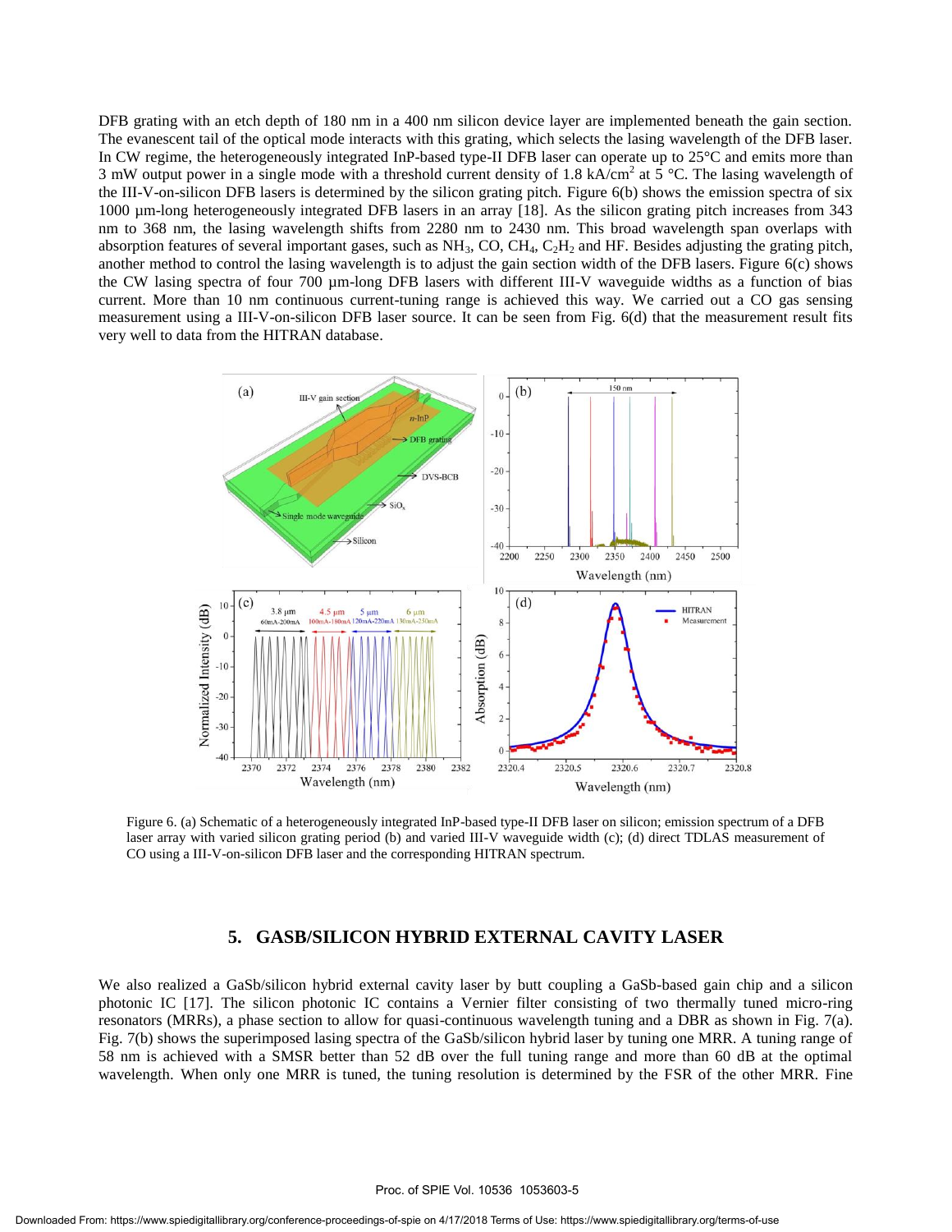DFB grating with an etch depth of 180 nm in a 400 nm silicon device layer are implemented beneath the gain section. The evanescent tail of the optical mode interacts with this grating, which selects the lasing wavelength of the DFB laser. In CW regime, the heterogeneously integrated InP-based type-II DFB laser can operate up to 25°C and emits more than 3 mW output power in a single mode with a threshold current density of 1.8 kA/cm$^2$ at 5 °C. The lasing wavelength of the III-V-on-silicon DFB lasers is determined by the silicon grating pitch. Figure 6(b) shows the emission spectra of six 1000 µm-long heterogeneously integrated DFB lasers in an array [18]. As the silicon grating pitch increases from 343 nm to 368 nm, the lasing wavelength shifts from 2280 nm to 2430 nm. This broad wavelength span overlaps with absorption features of several important gases, such as $NH_3$, CO, $CH_4$, $C_2H_2$ and HF. Besides adjusting the grating pitch, another method to control the lasing wavelength is to adjust the gain section width of the DFB lasers. Figure 6(c) shows the CW lasing spectra of four 700 µm-long DFB lasers with different III-V waveguide widths as a function of bias current. More than 10 nm continuous current-tuning range is achieved this way. We carried out a CO gas sensing measurement using a III-V-on-silicon DFB laser source. It can be seen from Fig. 6(d) that the measurement result fits very well to data from the HITRAN database.

Figure 6. (a) Schematic of a heterogeneously integrated InP-based type-II DFB laser on silicon; emission spectrum of a DFB laser array with varied silicon grating period (b) and varied III-V waveguide width (c); (d) direct TDLAS measurement of CO using a III-V-on-silicon DFB laser and the corresponding HITRAN spectrum.

## 5. GASB/SILICON HYBRID EXTERNAL CAVITY LASER

We also realized a GaSb/silicon hybrid external cavity laser by butt coupling a GaSb-based gain chip and a silicon photonic IC [17]. The silicon photonic IC contains a Vernier filter consisting of two thermally tuned micro-ring resonators (MRRs), a phase section to allow for quasi-continuous wavelength tuning and a DBR as shown in Fig. 7(a). Fig. 7(b) shows the superimposed lasing spectra of the GaSb/silicon hybrid laser by tuning one MRR. A tuning range of 58 nm is achieved with a SMSR better than 52 dB over the full tuning range and more than 60 dB at the optimal wavelength. When only one MRR is tuned, the tuning resolution is determined by the FSR of the other MRR. Fine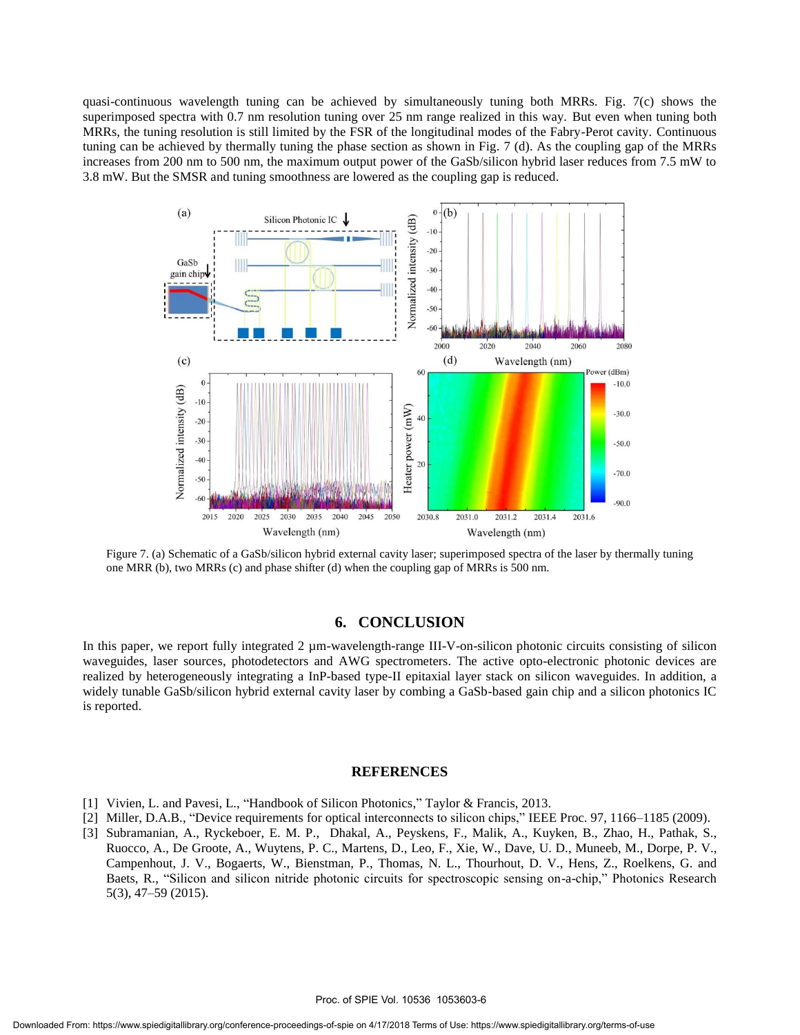quasi-continuous wavelength tuning can be achieved by simultaneously tuning both MRRs. Fig. 7(c) shows the superimposed spectra with 0.7 nm resolution tuning over 25 nm range realized in this way. But even when tuning both MRRs, the tuning resolution is still limited by the FSR of the longitudinal modes of the Fabry-Perot cavity. Continuous tuning can be achieved by thermally tuning the phase section as shown in Fig. 7 (d). As the coupling gap of the MRRs increases from 200 nm to 500 nm, the maximum output power of the GaSb/silicon hybrid laser reduces from 7.5 mW to 3.8 mW. But the SMSR and tuning smoothness are lowered as the coupling gap is reduced.

Figure 7. (a) Schematic of a GaSb/silicon hybrid external cavity laser; superimposed spectra of the laser by thermally tuning one MRR (b), two MRRs (c) and phase shifter (d) when the coupling gap of MRRs is 500 nm.

## 6. CONCLUSION

In this paper, we report fully integrated 2 µm-wavelength-range III-V-on-silicon photonic circuits consisting of silicon waveguides, laser sources, photodetectors and AWG spectrometers. The active opto-electronic photonic devices are realized by heterogeneously integrating a InP-based type-II epitaxial layer stack on silicon waveguides. In addition, a widely tunable GaSb/silicon hybrid external cavity laser by combing a GaSb-based gain chip and a silicon photonics IC is reported.

## REFERENCES

[1] Vivien, L. and Pavesi, L., "Handbook of Silicon Photonics," Taylor & Francis, 2013.

[2] Miller, D.A.B., "Device requirements for optical interconnects to silicon chips," IEEE Proc. 97, 1166–1185 (2009).

[3] Subramanian, A., Ryckeboer, E. M. P., Dhakal, A., Peyskens, F., Malik, A., Kuyken, B., Zhao, H., Pathak, S., Ruocco, A., De Groote, A., Wuytens, P. C., Martens, D., Leo, F., Xie, W., Dave, U. D., Muneeb, M., Dorpe, P. V., Campenhout, J. V., Bogaerts, W., Bienstman, P., Thomas, N. L., Thourhout, D. V., Hens, Z., Roelkens, G. and Baets, R., "Silicon and silicon nitride photonic circuits for spectroscopic sensing on-a-chip," Photonics Research 5(3), 47–59 (2015).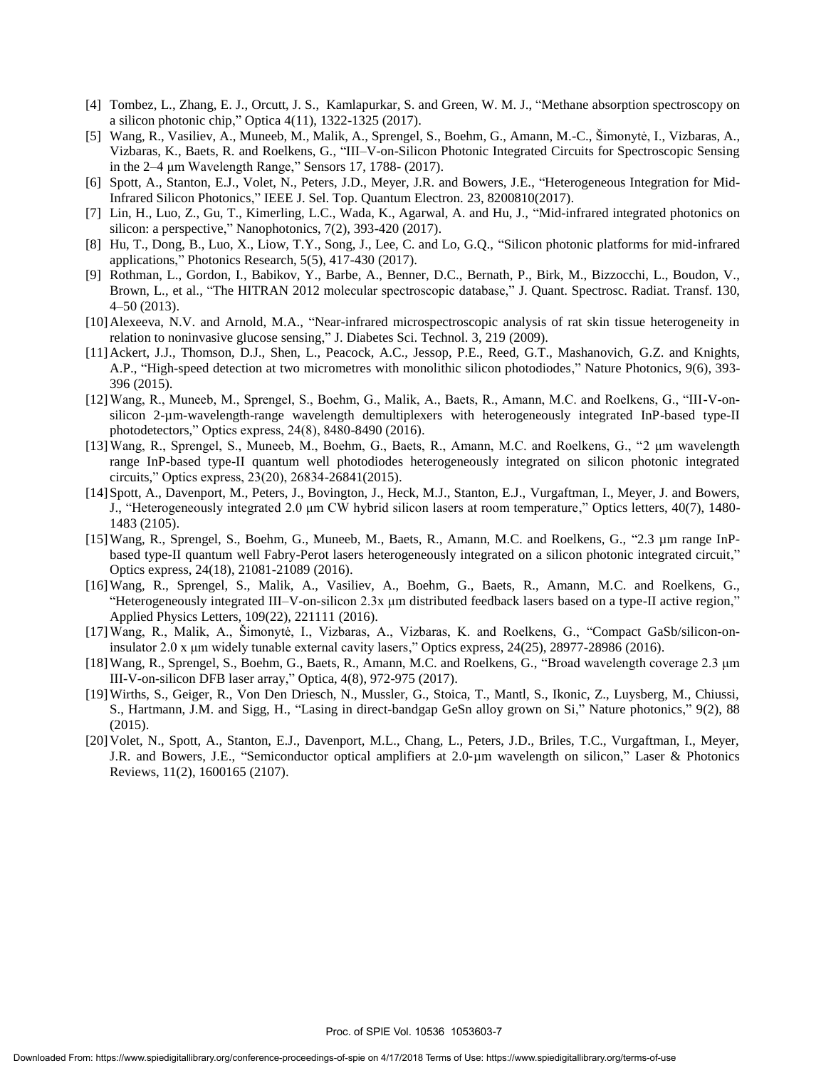[4] Tombez, L., Zhang, E. J., Orcutt, J. S., Kamlapurkar, S. and Green, W. M. J., "Methane absorption spectroscopy on a silicon photonic chip," Optica 4(11), 1322-1325 (2017).

[5] Wang, R., Vasiliev, A., Muneeb, M., Malik, A., Sprengel, S., Boehm, G., Amann, M.-C., Šimonytė, I., Vizbaras, A., Vizbaras, K., Baets, R. and Roelkens, G., "III–V-on-Silicon Photonic Integrated Circuits for Spectroscopic Sensing in the 2–4 μm Wavelength Range," Sensors 17, 1788- (2017).

[6] Spott, A., Stanton, E.J., Volet, N., Peters, J.D., Meyer, J.R. and Bowers, J.E., "Heterogeneous Integration for Mid-Infrared Silicon Photonics," IEEE J. Sel. Top. Quantum Electron. 23, 8200810(2017).

[7] Lin, H., Luo, Z., Gu, T., Kimerling, L.C., Wada, K., Agarwal, A. and Hu, J., "Mid-infrared integrated photonics on silicon: a perspective," Nanophotonics, 7(2), 393-420 (2017).

[8] Hu, T., Dong, B., Luo, X., Liow, T.Y., Song, J., Lee, C. and Lo, G.Q., "Silicon photonic platforms for mid-infrared applications," Photonics Research, 5(5), 417-430 (2017).

[9] Rothman, L., Gordon, I., Babikov, Y., Barbe, A., Benner, D.C., Bernath, P., Birk, M., Bizzocchi, L., Boudon, V., Brown, L., et al., "The HITRAN 2012 molecular spectroscopic database," J. Quant. Spectrosc. Radiat. Transf. 130, 4–50 (2013).

[10] Alexeeva, N.V. and Arnold, M.A., "Near-infrared microspectroscopic analysis of rat skin tissue heterogeneity in relation to noninvasive glucose sensing," J. Diabetes Sci. Technol. 3, 219 (2009).

[11] Ackert, J.J., Thomson, D.J., Shen, L., Peacock, A.C., Jessop, P.E., Reed, G.T., Mashanovich, G.Z. and Knights, A.P., "High-speed detection at two micrometres with monolithic silicon photodiodes," Nature Photonics, 9(6), 393-396 (2015).

[12] Wang, R., Muneeb, M., Sprengel, S., Boehm, G., Malik, A., Baets, R., Amann, M.C. and Roelkens, G., "III-V-on-silicon 2-μm-wavelength-range wavelength demultiplexers with heterogeneously integrated InP-based type-II photodetectors," Optics express, 24(8), 8480-8490 (2016).

[13] Wang, R., Sprengel, S., Muneeb, M., Boehm, G., Baets, R., Amann, M.C. and Roelkens, G., "2 μm wavelength range InP-based type-II quantum well photodiodes heterogeneously integrated on silicon photonic integrated circuits," Optics express, 23(20), 26834-26841(2015).

[14] Spott, A., Davenport, M., Peters, J., Bovington, J., Heck, M.J., Stanton, E.J., Vurgaftman, I., Meyer, J. and Bowers, J., "Heterogeneously integrated 2.0 μm CW hybrid silicon lasers at room temperature," Optics letters, 40(7), 1480-1483 (2105).

[15] Wang, R., Sprengel, S., Boehm, G., Muneeb, M., Baets, R., Amann, M.C. and Roelkens, G., "2.3 μm range InP-based type-II quantum well Fabry-Perot lasers heterogeneously integrated on a silicon photonic integrated circuit," Optics express, 24(18), 21081-21089 (2016).

[16] Wang, R., Sprengel, S., Malik, A., Vasiliev, A., Boehm, G., Baets, R., Amann, M.C. and Roelkens, G., "Heterogeneously integrated III–V-on-silicon 2.3x μm distributed feedback lasers based on a type-II active region," Applied Physics Letters, 109(22), 221111 (2016).

[17] Wang, R., Malik, A., Šimonytė, I., Vizbaras, A., Vizbaras, K. and Roelkens, G., "Compact GaSb/silicon-on-insulator 2.0 x μm widely tunable external cavity lasers," Optics express, 24(25), 28977-28986 (2016).

[18] Wang, R., Sprengel, S., Boehm, G., Baets, R., Amann, M.C. and Roelkens, G., "Broad wavelength coverage 2.3 μm III-V-on-silicon DFB laser array," Optica, 4(8), 972-975 (2017).

[19] Wirths, S., Geiger, R., Von Den Driesch, N., Mussler, G., Stoica, T., Mantl, S., Ikonic, Z., Luysberg, M., Chiussi, S., Hartmann, J.M. and Sigg, H., "Lasing in direct-bandgap GeSn alloy grown on Si," Nature photonics," 9(2), 88 (2015).

[20] Volet, N., Spott, A., Stanton, E.J., Davenport, M.L., Chang, L., Peters, J.D., Briles, T.C., Vurgaftman, I., Meyer, J.R. and Bowers, J.E., "Semiconductor optical amplifiers at 2.0-μm wavelength on silicon," Laser & Photonics Reviews, 11(2), 1600165 (2107).